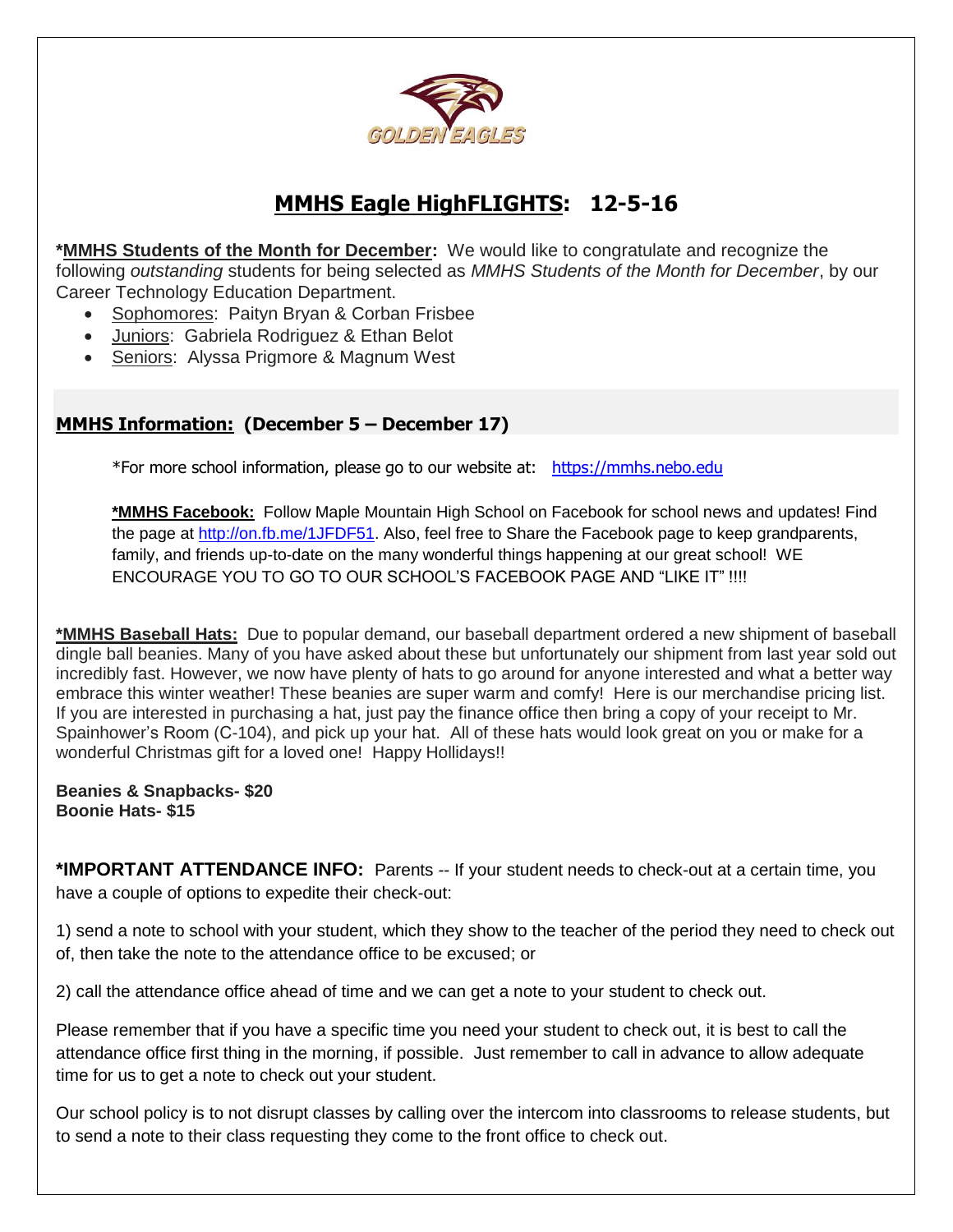GOLDEN EAGLES

# MMHS Eagle HighFLIGHTS: 12-5-16

***MMHS Students of the Month for December:** We would like to congratulate and recognize the following *outstanding* students for being selected as *MMHS Students of the Month for December*, by our Career Technology Education Department.

- Sophomores: Paityn Bryan & Corban Frisbee
- Juniors: Gabriela Rodriguez & Ethan Belot
- Seniors: Alyssa Prigmore & Magnum West

## MMHS Information: (December 5 – December 17)

*For more school information, please go to our website at: https://mmhs.nebo.edu

***MMHS Facebook:** Follow Maple Mountain High School on Facebook for school news and updates! Find the page at http://on.fb.me/1JFDF51. Also, feel free to Share the Facebook page to keep grandparents, family, and friends up-to-date on the many wonderful things happening at our great school! WE ENCOURAGE YOU TO GO TO OUR SCHOOL'S FACEBOOK PAGE AND "LIKE IT" !!!!

***MMHS Baseball Hats:** Due to popular demand, our baseball department ordered a new shipment of baseball dingle ball beanies. Many of you have asked about these but unfortunately our shipment from last year sold out incredibly fast. However, we now have plenty of hats to go around for anyone interested and what a better way embrace this winter weather! These beanies are super warm and comfy! Here is our merchandise pricing list. If you are interested in purchasing a hat, just pay the finance office then bring a copy of your receipt to Mr. Spainhower's Room (C-104), and pick up your hat. All of these hats would look great on you or make for a wonderful Christmas gift for a loved one! Happy Hollidays!!

**Beanies & Snapbacks- $20**
**Boonie Hats- $15**

***IMPORTANT ATTENDANCE INFO:** Parents -- If your student needs to check-out at a certain time, you have a couple of options to expedite their check-out:

1) send a note to school with your student, which they show to the teacher of the period they need to check out of, then take the note to the attendance office to be excused; or

2) call the attendance office ahead of time and we can get a note to your student to check out.

Please remember that if you have a specific time you need your student to check out, it is best to call the attendance office first thing in the morning, if possible. Just remember to call in advance to allow adequate time for us to get a note to check out your student.

Our school policy is to not disrupt classes by calling over the intercom into classrooms to release students, but to send a note to their class requesting they come to the front office to check out.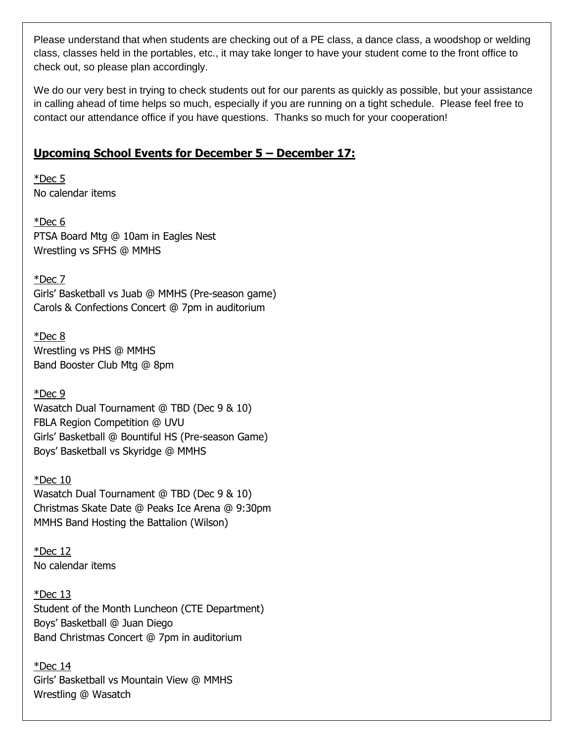Please understand that when students are checking out of a PE class, a dance class, a woodshop or welding class, classes held in the portables, etc., it may take longer to have your student come to the front office to check out, so please plan accordingly.

We do our very best in trying to check students out for our parents as quickly as possible, but your assistance in calling ahead of time helps so much, especially if you are running on a tight schedule. Please feel free to contact our attendance office if you have questions. Thanks so much for your cooperation!

## Upcoming School Events for December 5 – December 17:

*Dec 5
No calendar items

*Dec 6
PTSA Board Mtg @ 10am in Eagles Nest
Wrestling vs SFHS @ MMHS

*Dec 7
Girls' Basketball vs Juab @ MMHS (Pre-season game)
Carols & Confections Concert @ 7pm in auditorium

*Dec 8
Wrestling vs PHS @ MMHS
Band Booster Club Mtg @ 8pm

*Dec 9
Wasatch Dual Tournament @ TBD (Dec 9 & 10)
FBLA Region Competition @ UVU
Girls' Basketball @ Bountiful HS (Pre-season Game)
Boys' Basketball vs Skyridge @ MMHS

*Dec 10
Wasatch Dual Tournament @ TBD (Dec 9 & 10)
Christmas Skate Date @ Peaks Ice Arena @ 9:30pm
MMHS Band Hosting the Battalion (Wilson)

*Dec 12
No calendar items

*Dec 13
Student of the Month Luncheon (CTE Department)
Boys' Basketball @ Juan Diego
Band Christmas Concert @ 7pm in auditorium

*Dec 14
Girls' Basketball vs Mountain View @ MMHS
Wrestling @ Wasatch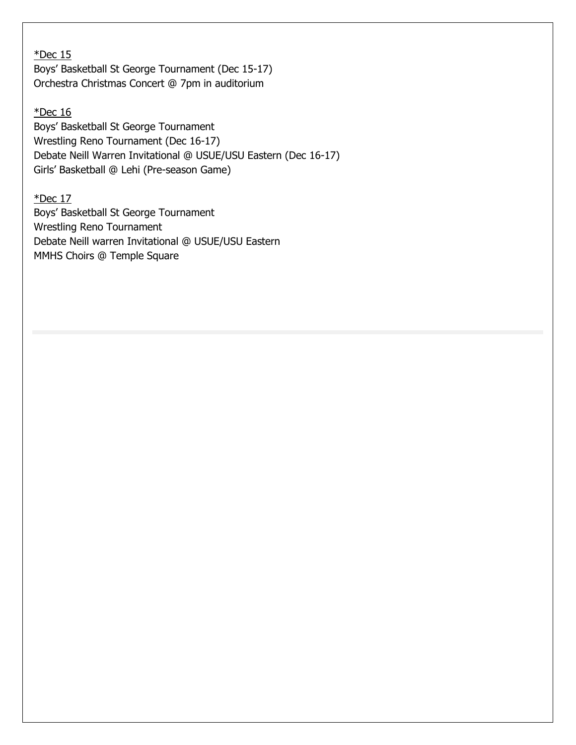*Dec 15
Boys' Basketball St George Tournament (Dec 15-17)
Orchestra Christmas Concert @ 7pm in auditorium

*Dec 16
Boys' Basketball St George Tournament
Wrestling Reno Tournament (Dec 16-17)
Debate Neill Warren Invitational @ USUE/USU Eastern (Dec 16-17)
Girls' Basketball @ Lehi (Pre-season Game)

*Dec 17
Boys' Basketball St George Tournament
Wrestling Reno Tournament
Debate Neill warren Invitational @ USUE/USU Eastern
MMHS Choirs @ Temple Square